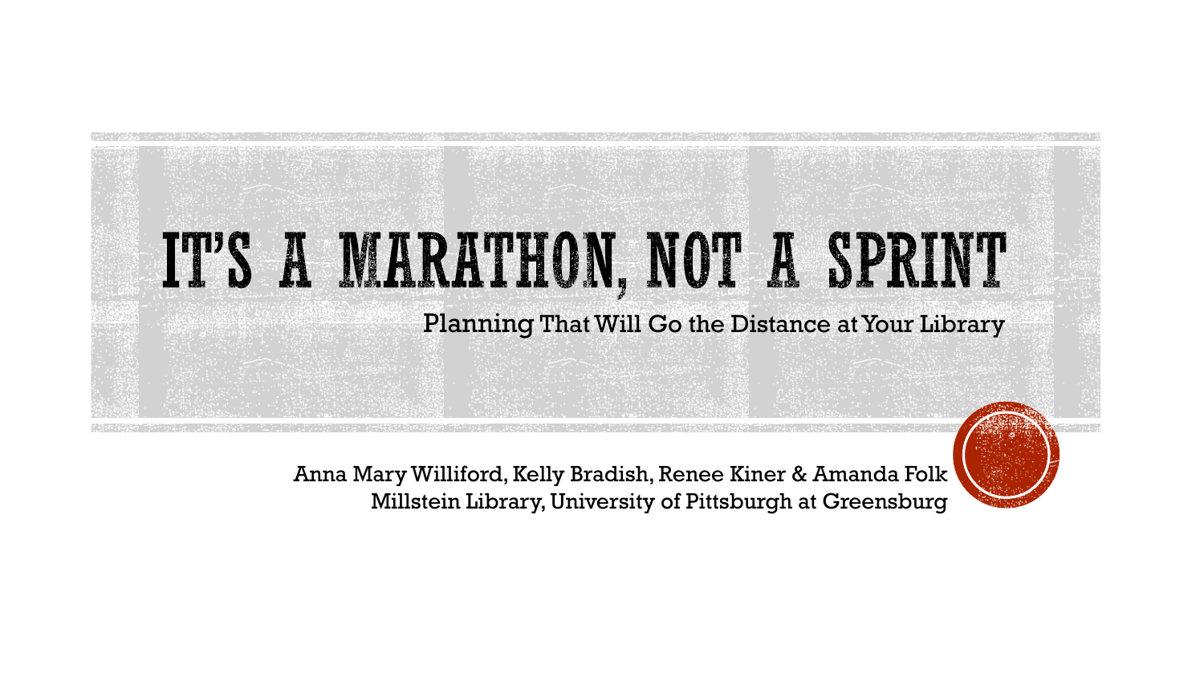# IT'S A MARATHON, NOT A SPRINT

## Planning That Will Go the Distance at Your Library

Anna Mary Williford, Kelly Bradish, Renee Kiner & Amanda Folk
Millstein Library, University of Pittsburgh at Greensburg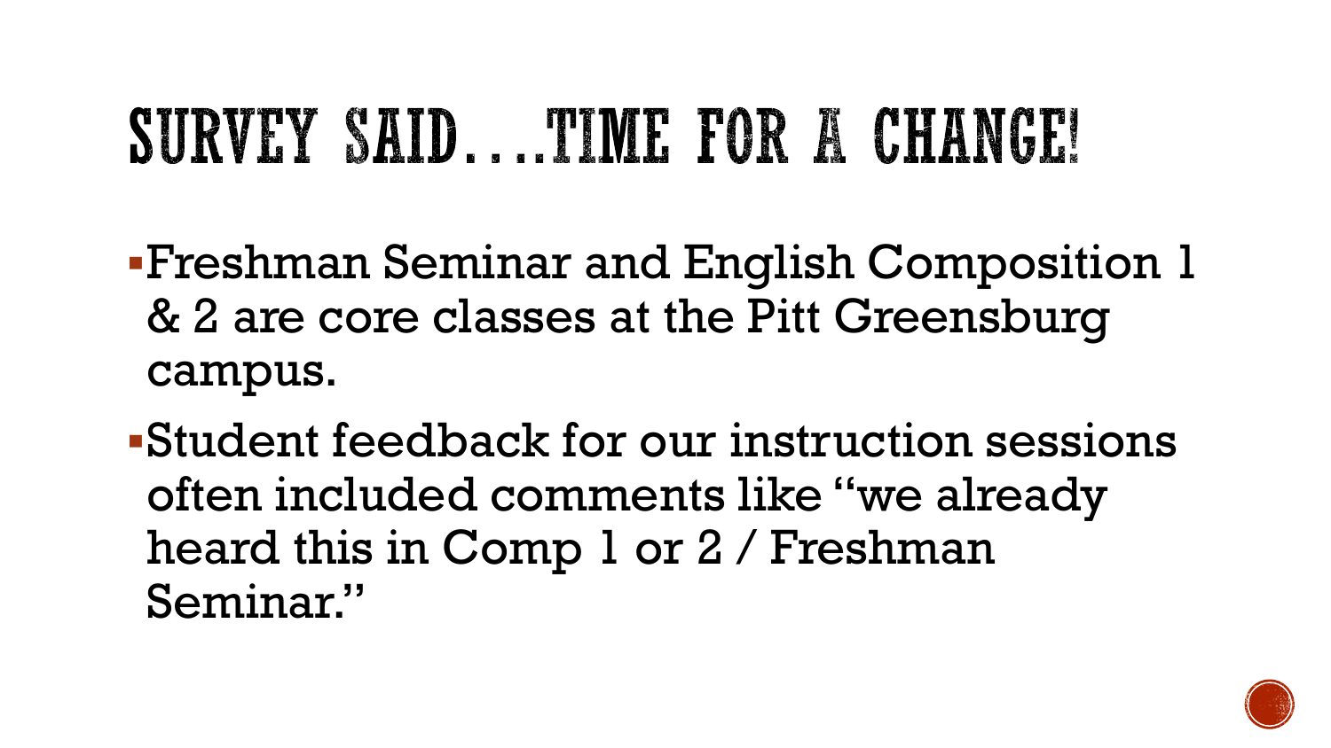# SURVEY SAID….TIME FOR A CHANGE!

- Freshman Seminar and English Composition 1 & 2 are core classes at the Pitt Greensburg campus.
- Student feedback for our instruction sessions often included comments like "we already heard this in Comp 1 or 2 / Freshman Seminar."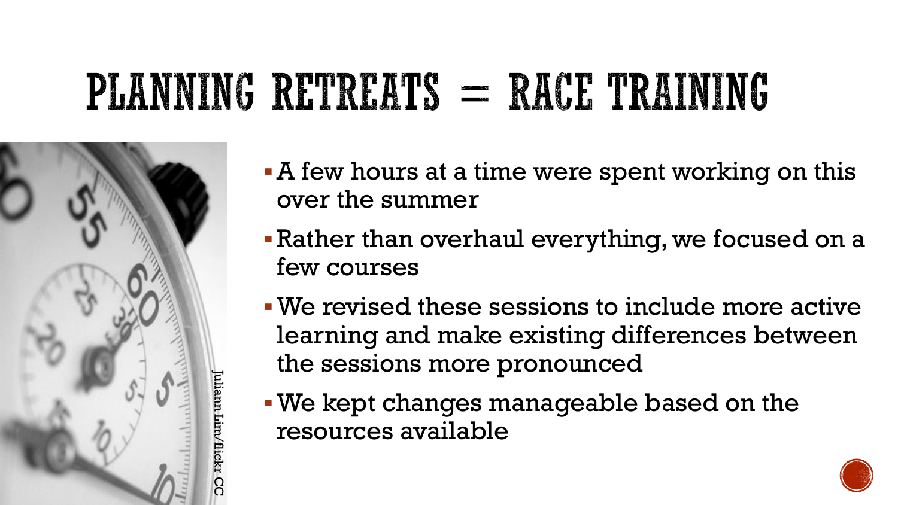# PLANNING RETREATS = RACE TRAINING

Juliann Lim/flickr CC

- A few hours at a time were spent working on this over the summer
- Rather than overhaul everything, we focused on a few courses
- We revised these sessions to include more active learning and make existing differences between the sessions more pronounced
- We kept changes manageable based on the resources available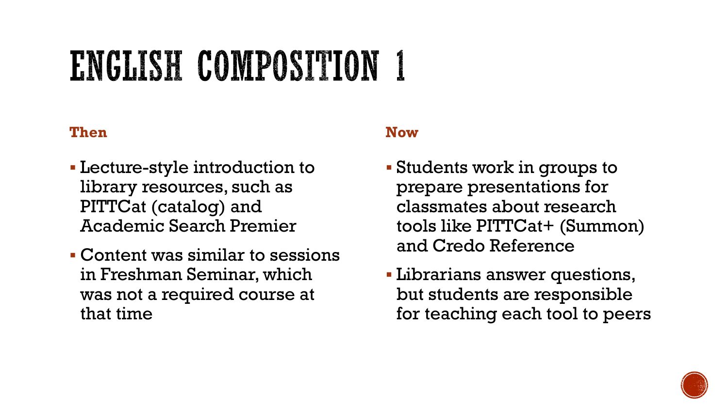# ENGLISH COMPOSITION 1

**Then**

- Lecture-style introduction to library resources, such as PITTCat (catalog) and Academic Search Premier
- Content was similar to sessions in Freshman Seminar, which was not a required course at that time

**Now**

- Students work in groups to prepare presentations for classmates about research tools like PITTCat+ (Summon) and Credo Reference
- Librarians answer questions, but students are responsible for teaching each tool to peers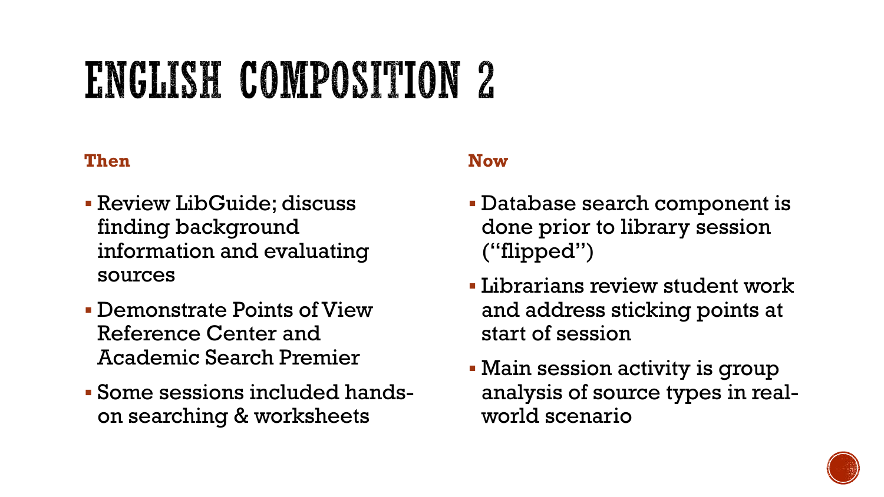# ENGLISH COMPOSITION 2

**Then**

- Review LibGuide; discuss finding background information and evaluating sources
- Demonstrate Points of View Reference Center and Academic Search Premier
- Some sessions included hands-on searching & worksheets

**Now**

- Database search component is done prior to library session ("flipped")
- Librarians review student work and address sticking points at start of session
- Main session activity is group analysis of source types in real-world scenario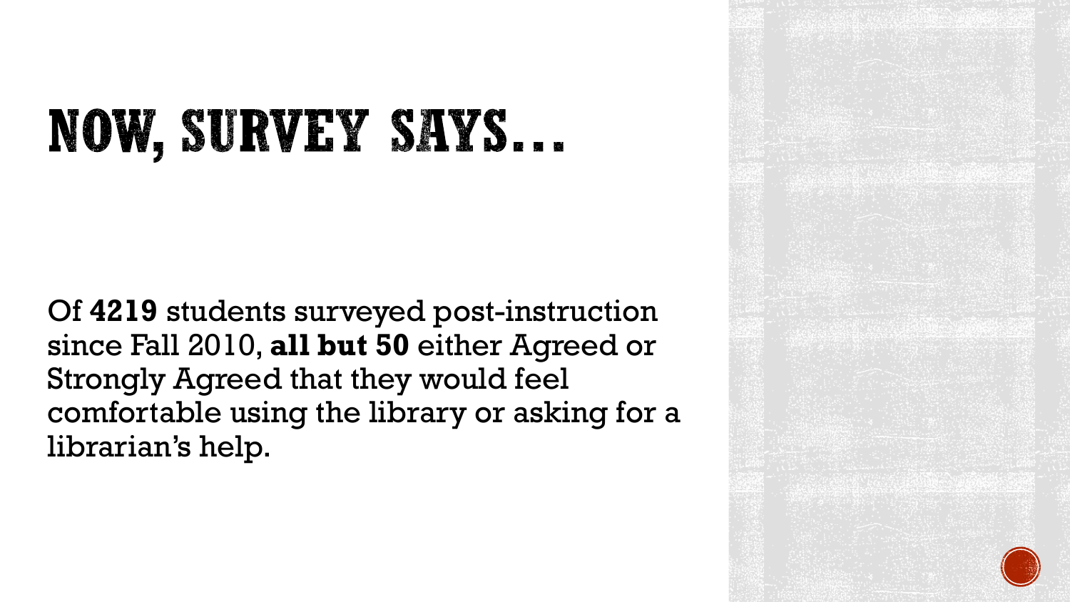# NOW, SURVEY SAYS…

Of **4219** students surveyed post-instruction since Fall 2010, **all but 50** either Agreed or Strongly Agreed that they would feel comfortable using the library or asking for a librarian's help.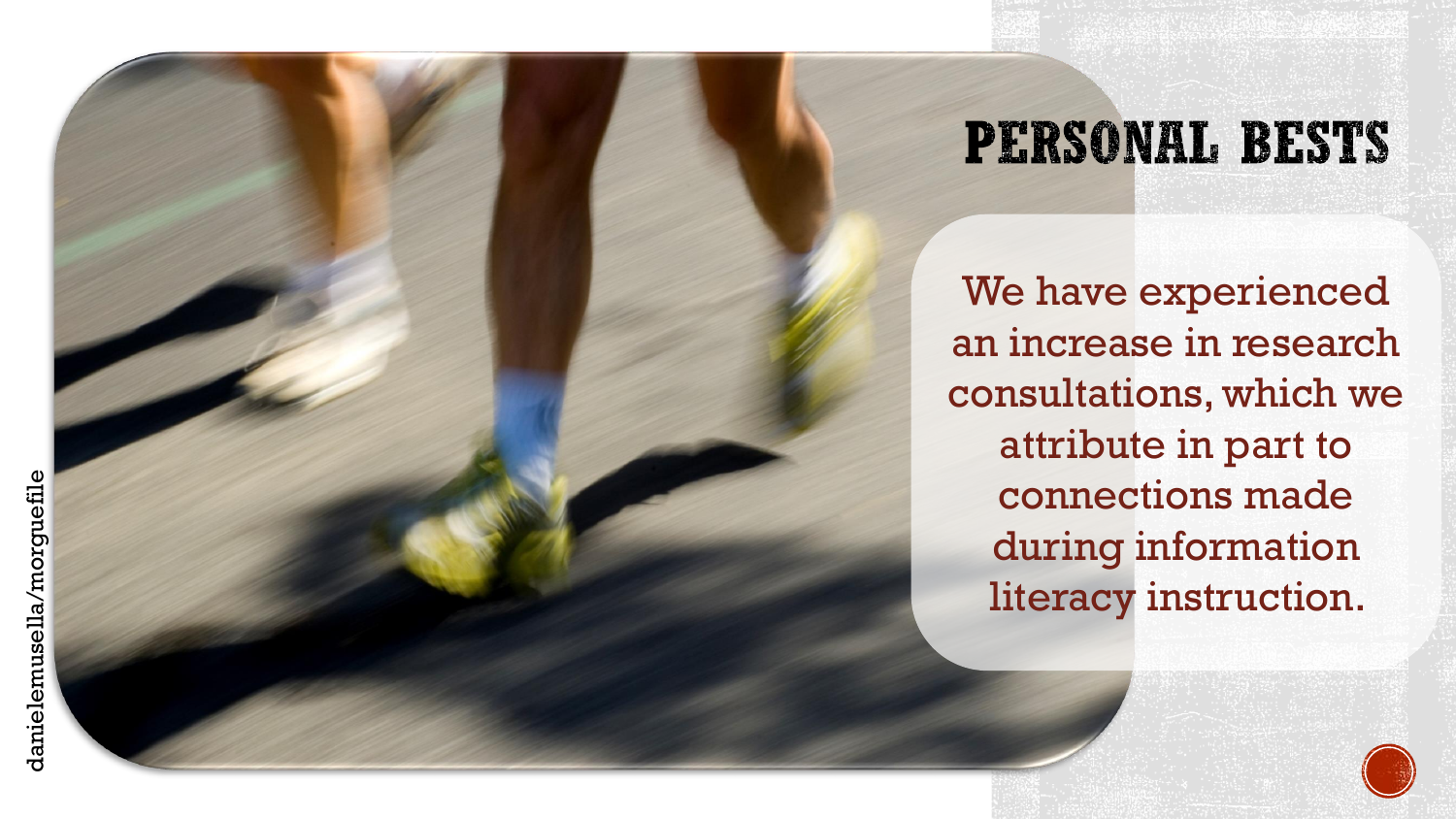# PERSONAL BESTS

We have experienced an increase in research consultations, which we attribute in part to connections made during information literacy instruction.

danielemusella/morguefile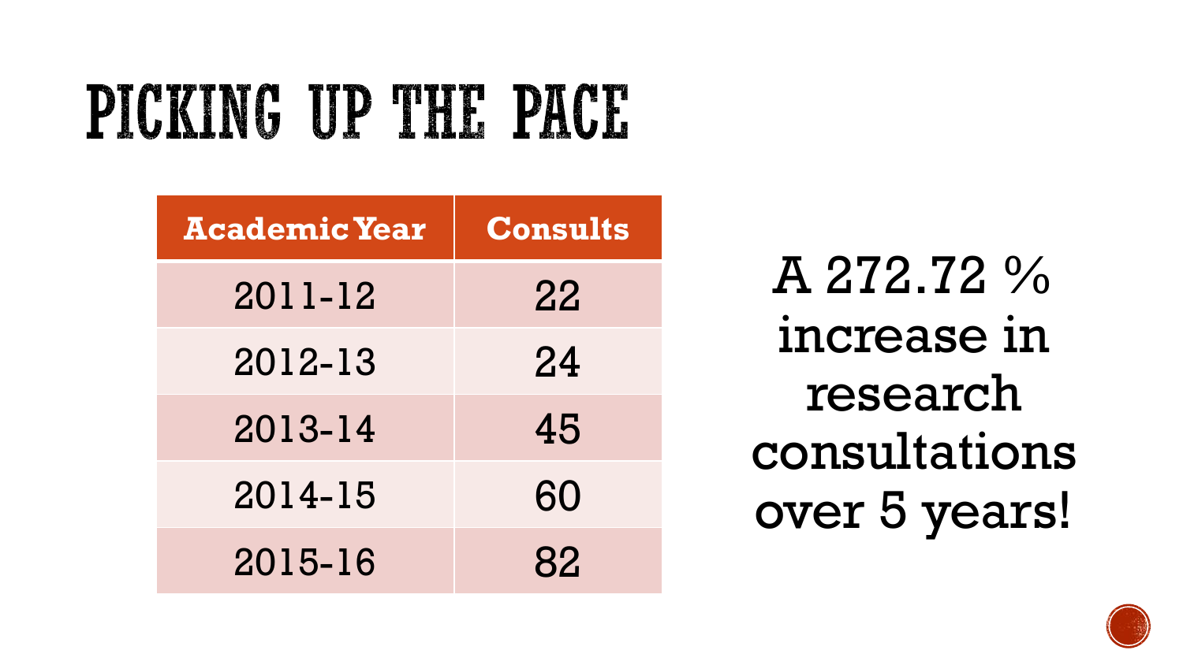# PICKING UP THE PACE

| Academic Year | Consults |
| --- | --- |
| 2011-12 | 22 |
| 2012-13 | 24 |
| 2013-14 | 45 |
| 2014-15 | 60 |
| 2015-16 | 82 |

A 272.72 % increase in research consultations over 5 years!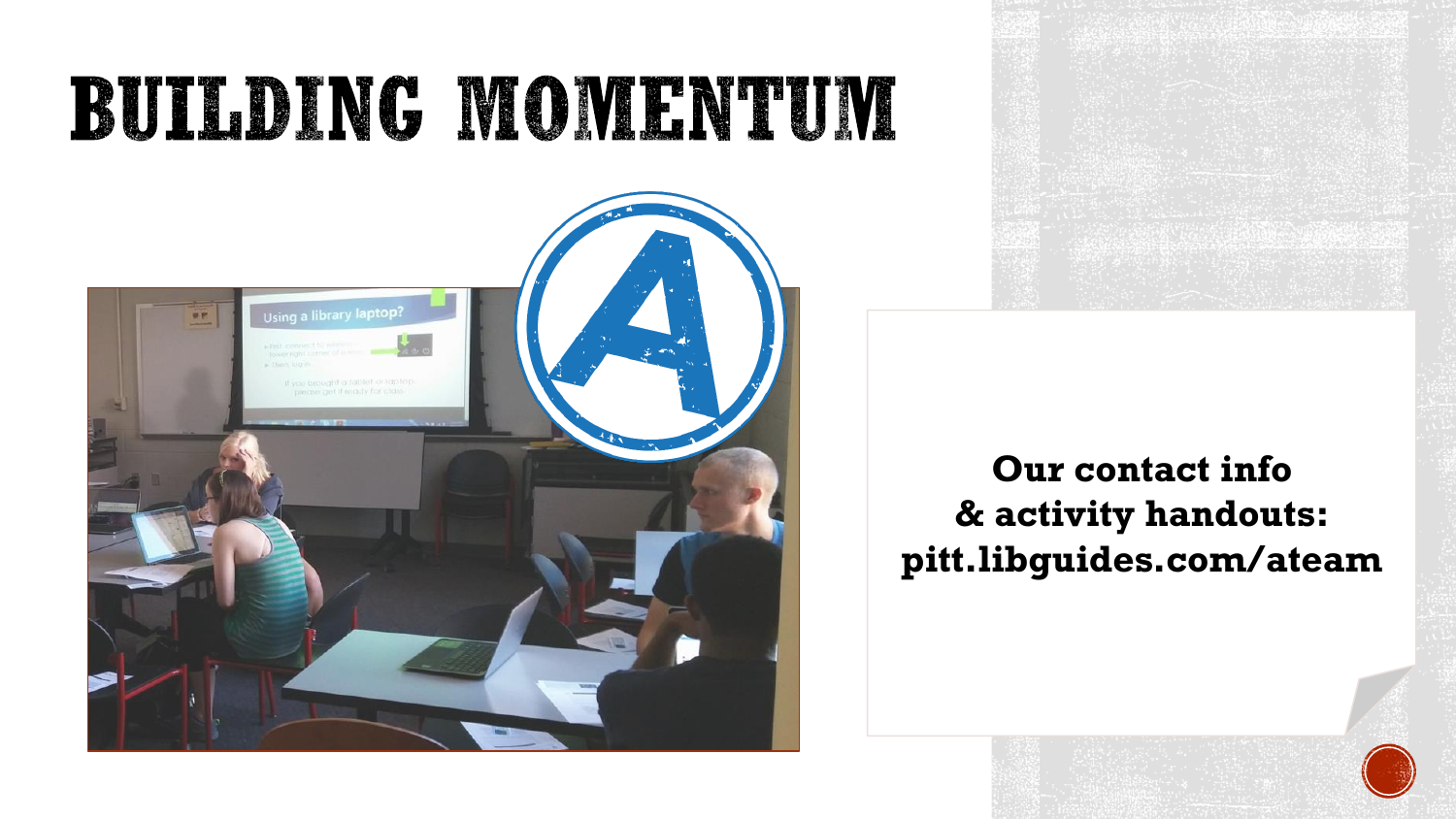# BUILDING MOMENTUM

**Our contact info & activity handouts: pitt.libguides.com/ateam**